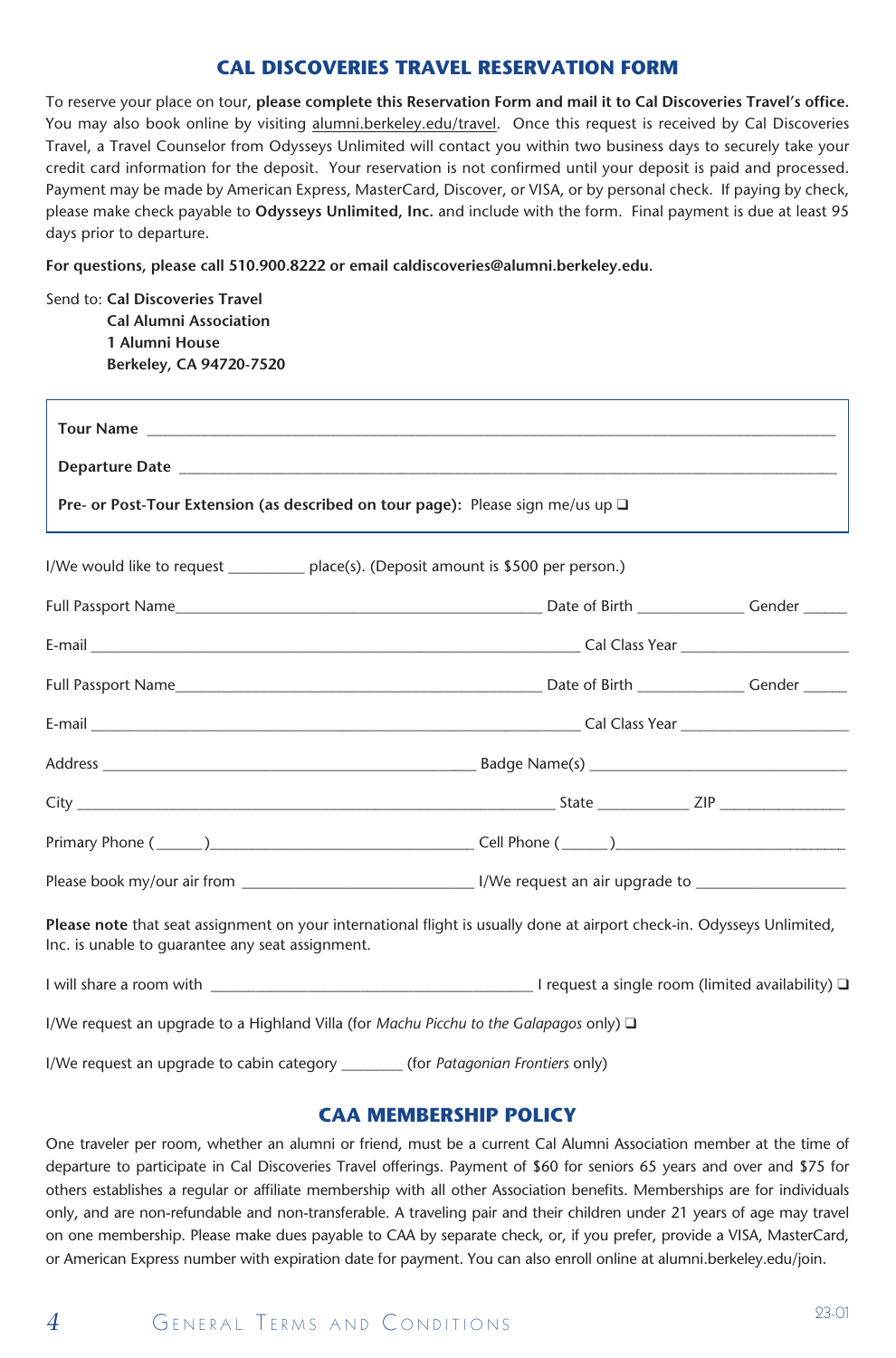## CAL DISCOVERIES TRAVEL RESERVATION FORM

To reserve your place on tour, **please complete this Reservation Form and mail it to Cal Discoveries Travel's office.** You may also book online by visiting alumni.berkeley.edu/travel. Once this request is received by Cal Discoveries Travel, a Travel Counselor from Odysseys Unlimited will contact you within two business days to securely take your credit card information for the deposit. Your reservation is not confirmed until your deposit is paid and processed. Payment may be made by American Express, MasterCard, Discover, or VISA, or by personal check. If paying by check, please make check payable to **Odysseys Unlimited, Inc.** and include with the form. Final payment is due at least 95 days prior to departure.

**For questions, please call 510.900.8222 or email caldiscoveries@alumni.berkeley.edu.**

Send to: **Cal Discoveries Travel**
**Cal Alumni Association**
**1 Alumni House**
**Berkeley, CA 94720-7520**

**Tour Name** ______________________________

**Departure Date** ______________________________

**Pre- or Post-Tour Extension (as described on tour page):** Please sign me/us up ❑

I/We would like to request _________ place(s). (Deposit amount is $500 per person.)

Full Passport Name______________________ Date of Birth _____________ Gender ______

E-mail ______________________ Cal Class Year ____________________

Full Passport Name______________________ Date of Birth _____________ Gender ______

E-mail ______________________ Cal Class Year ____________________

Address ______________________ Badge Name(s) ______________________

City ______________________ State ___________ ZIP _______________

Primary Phone (______)______________________ Cell Phone (______)______________________

Please book my/our air from ______________________ I/We request an air upgrade to __________________

**Please note** that seat assignment on your international flight is usually done at airport check-in. Odysseys Unlimited, Inc. is unable to guarantee any seat assignment.

I will share a room with ______________________ I request a single room (limited availability) ❑

I/We request an upgrade to a Highland Villa (for *Machu Picchu to the Galapagos* only) ❑

I/We request an upgrade to cabin category ________ (for *Patagonian Frontiers* only)

## CAA MEMBERSHIP POLICY

One traveler per room, whether an alumni or friend, must be a current Cal Alumni Association member at the time of departure to participate in Cal Discoveries Travel offerings. Payment of $60 for seniors 65 years and over and $75 for others establishes a regular or affiliate membership with all other Association benefits. Memberships are for individuals only, and are non-refundable and non-transferable. A traveling pair and their children under 21 years of age may travel on one membership. Please make dues payable to CAA by separate check, or, if you prefer, provide a VISA, MasterCard, or American Express number with expiration date for payment. You can also enroll online at alumni.berkeley.edu/join.

23-01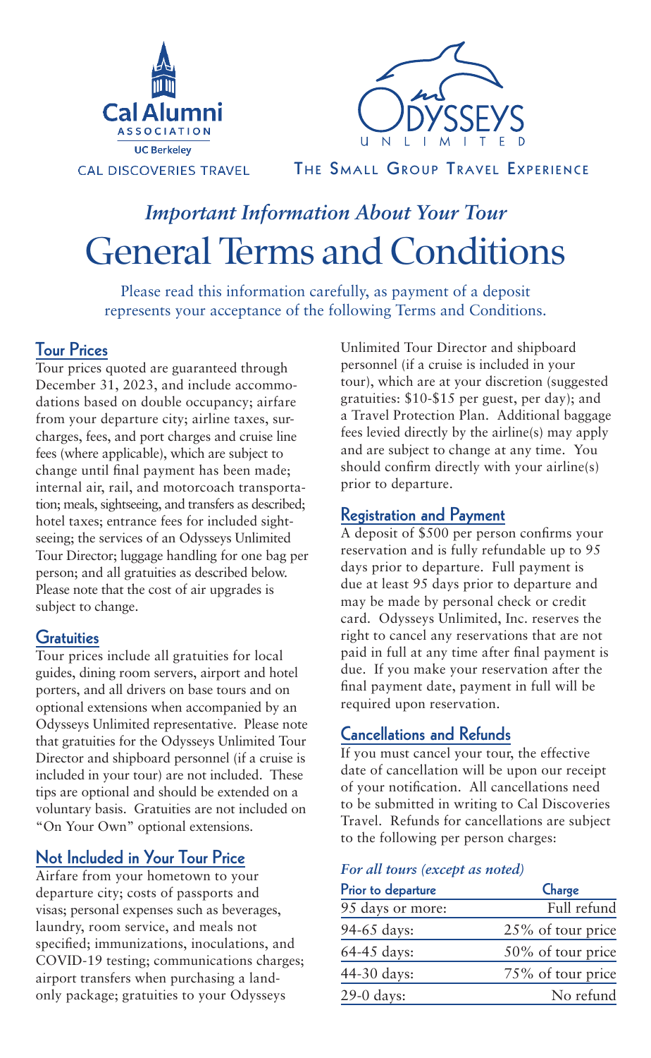Cal Alumni Association
UC Berkeley
CAL DISCOVERIES TRAVEL

ODYSSEYS UNLIMITED
THE SMALL GROUP TRAVEL EXPERIENCE

*Important Information About Your Tour*

# General Terms and Conditions

Please read this information carefully, as payment of a deposit represents your acceptance of the following Terms and Conditions.

## Tour Prices

Tour prices quoted are guaranteed through December 31, 2023, and include accommodations based on double occupancy; airfare from your departure city; airline taxes, surcharges, fees, and port charges and cruise line fees (where applicable), which are subject to change until final payment has been made; internal air, rail, and motorcoach transportation; meals, sightseeing, and transfers as described; hotel taxes; entrance fees for included sightseeing; the services of an Odysseys Unlimited Tour Director; luggage handling for one bag per person; and all gratuities as described below. Please note that the cost of air upgrades is subject to change.

## Gratuities

Tour prices include all gratuities for local guides, dining room servers, airport and hotel porters, and all drivers on base tours and on optional extensions when accompanied by an Odysseys Unlimited representative. Please note that gratuities for the Odysseys Unlimited Tour Director and shipboard personnel (if a cruise is included in your tour) are not included. These tips are optional and should be extended on a voluntary basis. Gratuities are not included on "On Your Own" optional extensions.

## Not Included in Your Tour Price

Airfare from your hometown to your departure city; costs of passports and visas; personal expenses such as beverages, laundry, room service, and meals not specified; immunizations, inoculations, and COVID-19 testing; communications charges; airport transfers when purchasing a land-only package; gratuities to your Odysseys Unlimited Tour Director and shipboard personnel (if a cruise is included in your tour), which are at your discretion (suggested gratuities: $10-$15 per guest, per day); and a Travel Protection Plan. Additional baggage fees levied directly by the airline(s) may apply and are subject to change at any time. You should confirm directly with your airline(s) prior to departure.

## Registration and Payment

A deposit of $500 per person confirms your reservation and is fully refundable up to 95 days prior to departure. Full payment is due at least 95 days prior to departure and may be made by personal check or credit card. Odysseys Unlimited, Inc. reserves the right to cancel any reservations that are not paid in full at any time after final payment is due. If you make your reservation after the final payment date, payment in full will be required upon reservation.

## Cancellations and Refunds

If you must cancel your tour, the effective date of cancellation will be upon our receipt of your notification. All cancellations need to be submitted in writing to Cal Discoveries Travel. Refunds for cancellations are subject to the following per person charges:

*For all tours (except as noted)*

| Prior to departure | Charge |
|---|---|
| 95 days or more: | Full refund |
| 94-65 days: | 25% of tour price |
| 64-45 days: | 50% of tour price |
| 44-30 days: | 75% of tour price |
| 29-0 days: | No refund |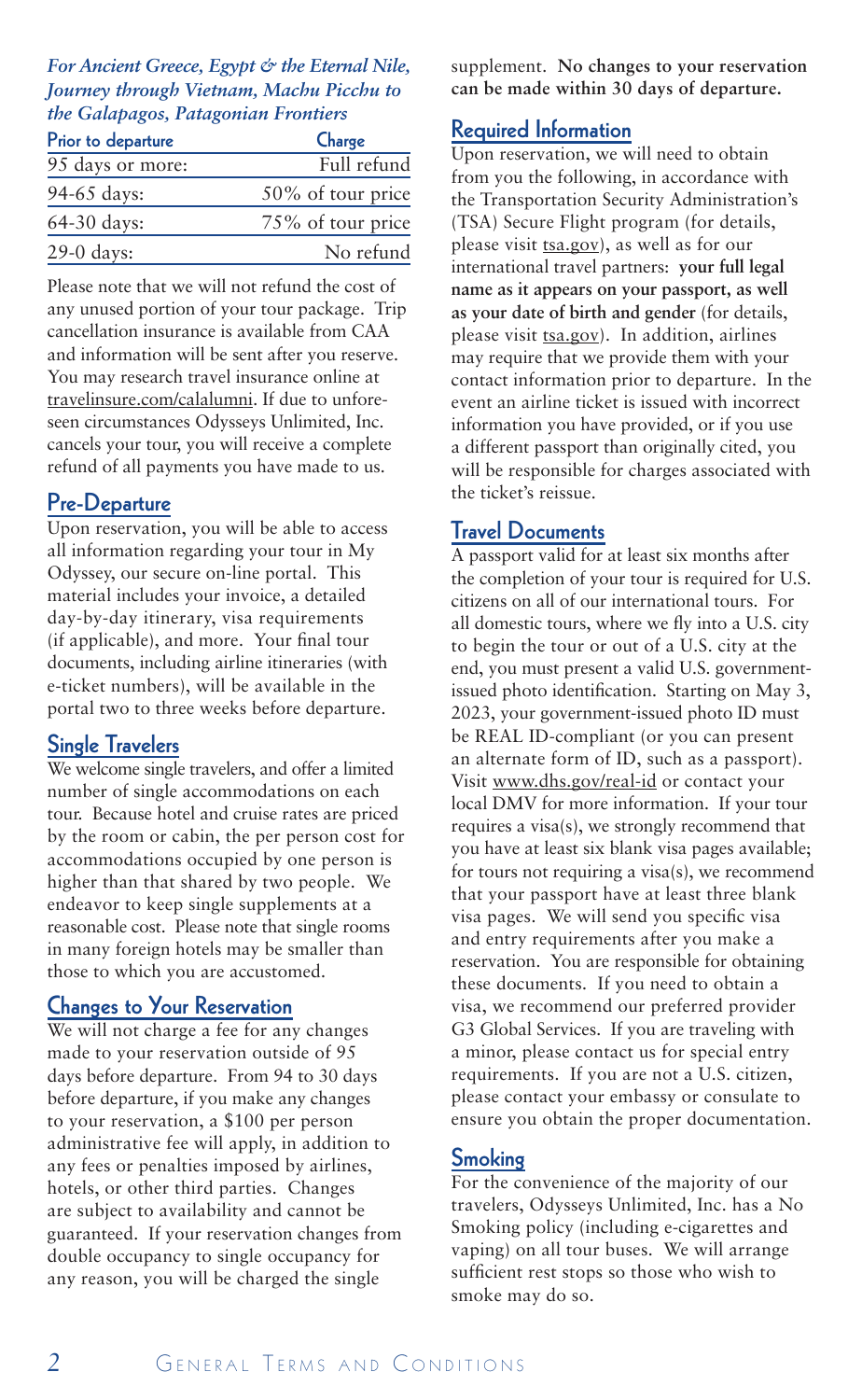***For Ancient Greece, Egypt & the Eternal Nile, Journey through Vietnam, Machu Picchu to the Galapagos, Patagonian Frontiers***

| Prior to departure | Charge |
|---|---|
| 95 days or more: | Full refund |
| 94-65 days: | 50% of tour price |
| 64-30 days: | 75% of tour price |
| 29-0 days: | No refund |

Please note that we will not refund the cost of any unused portion of your tour package. Trip cancellation insurance is available from CAA and information will be sent after you reserve. You may research travel insurance online at travelinsure.com/calalumni. If due to unforeseen circumstances Odysseys Unlimited, Inc. cancels your tour, you will receive a complete refund of all payments you have made to us.

## Pre-Departure

Upon reservation, you will be able to access all information regarding your tour in My Odyssey, our secure on-line portal. This material includes your invoice, a detailed day-by-day itinerary, visa requirements (if applicable), and more. Your final tour documents, including airline itineraries (with e-ticket numbers), will be available in the portal two to three weeks before departure.

## Single Travelers

We welcome single travelers, and offer a limited number of single accommodations on each tour. Because hotel and cruise rates are priced by the room or cabin, the per person cost for accommodations occupied by one person is higher than that shared by two people. We endeavor to keep single supplements at a reasonable cost. Please note that single rooms in many foreign hotels may be smaller than those to which you are accustomed.

## Changes to Your Reservation

We will not charge a fee for any changes made to your reservation outside of 95 days before departure. From 94 to 30 days before departure, if you make any changes to your reservation, a $100 per person administrative fee will apply, in addition to any fees or penalties imposed by airlines, hotels, or other third parties. Changes are subject to availability and cannot be guaranteed. If your reservation changes from double occupancy to single occupancy for any reason, you will be charged the single supplement. **No changes to your reservation can be made within 30 days of departure.**

## Required Information

Upon reservation, we will need to obtain from you the following, in accordance with the Transportation Security Administration's (TSA) Secure Flight program (for details, please visit tsa.gov), as well as for our international travel partners: **your full legal name as it appears on your passport, as well as your date of birth and gender** (for details, please visit tsa.gov). In addition, airlines may require that we provide them with your contact information prior to departure. In the event an airline ticket is issued with incorrect information you have provided, or if you use a different passport than originally cited, you will be responsible for charges associated with the ticket's reissue.

## Travel Documents

A passport valid for at least six months after the completion of your tour is required for U.S. citizens on all of our international tours. For all domestic tours, where we fly into a U.S. city to begin the tour or out of a U.S. city at the end, you must present a valid U.S. government-issued photo identification. Starting on May 3, 2023, your government-issued photo ID must be REAL ID-compliant (or you can present an alternate form of ID, such as a passport). Visit www.dhs.gov/real-id or contact your local DMV for more information. If your tour requires a visa(s), we strongly recommend that you have at least six blank visa pages available; for tours not requiring a visa(s), we recommend that your passport have at least three blank visa pages. We will send you specific visa and entry requirements after you make a reservation. You are responsible for obtaining these documents. If you need to obtain a visa, we recommend our preferred provider G3 Global Services. If you are traveling with a minor, please contact us for special entry requirements. If you are not a U.S. citizen, please contact your embassy or consulate to ensure you obtain the proper documentation.

## Smoking

For the convenience of the majority of our travelers, Odysseys Unlimited, Inc. has a No Smoking policy (including e-cigarettes and vaping) on all tour buses. We will arrange sufficient rest stops so those who wish to smoke may do so.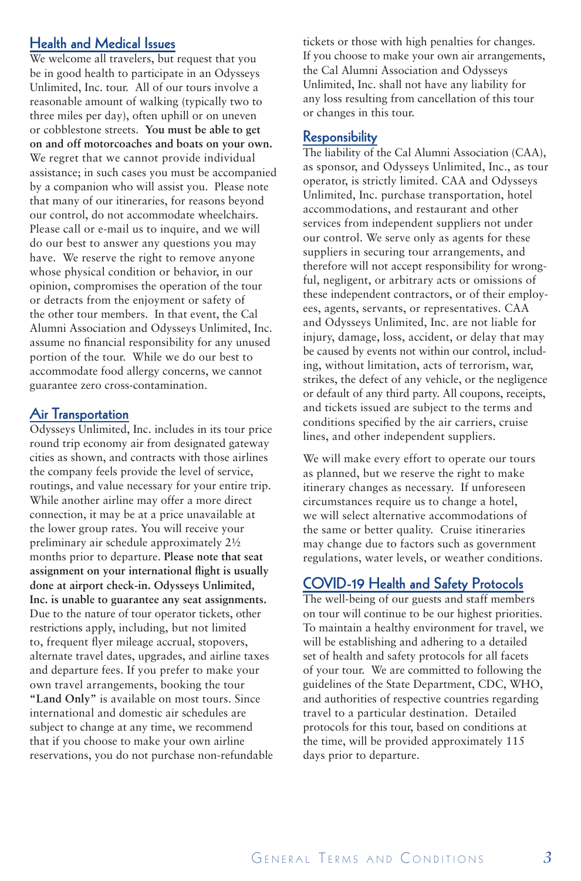## Health and Medical Issues

We welcome all travelers, but request that you be in good health to participate in an Odysseys Unlimited, Inc. tour. All of our tours involve a reasonable amount of walking (typically two to three miles per day), often uphill or on uneven or cobblestone streets. **You must be able to get on and off motorcoaches and boats on your own.** We regret that we cannot provide individual assistance; in such cases you must be accompanied by a companion who will assist you. Please note that many of our itineraries, for reasons beyond our control, do not accommodate wheelchairs. Please call or e-mail us to inquire, and we will do our best to answer any questions you may have. We reserve the right to remove anyone whose physical condition or behavior, in our opinion, compromises the operation of the tour or detracts from the enjoyment or safety of the other tour members. In that event, the Cal Alumni Association and Odysseys Unlimited, Inc. assume no financial responsibility for any unused portion of the tour. While we do our best to accommodate food allergy concerns, we cannot guarantee zero cross-contamination.

## Air Transportation

Odysseys Unlimited, Inc. includes in its tour price round trip economy air from designated gateway cities as shown, and contracts with those airlines the company feels provide the level of service, routings, and value necessary for your entire trip. While another airline may offer a more direct connection, it may be at a price unavailable at the lower group rates. You will receive your preliminary air schedule approximately 2½ months prior to departure. **Please note that seat assignment on your international flight is usually done at airport check-in. Odysseys Unlimited, Inc. is unable to guarantee any seat assignments.** Due to the nature of tour operator tickets, other restrictions apply, including, but not limited to, frequent flyer mileage accrual, stopovers, alternate travel dates, upgrades, and airline taxes and departure fees. If you prefer to make your own travel arrangements, booking the tour **"Land Only"** is available on most tours. Since international and domestic air schedules are subject to change at any time, we recommend that if you choose to make your own airline reservations, you do not purchase non-refundable tickets or those with high penalties for changes. If you choose to make your own air arrangements, the Cal Alumni Association and Odysseys Unlimited, Inc. shall not have any liability for any loss resulting from cancellation of this tour or changes in this tour.

## Responsibility

The liability of the Cal Alumni Association (CAA), as sponsor, and Odysseys Unlimited, Inc., as tour operator, is strictly limited. CAA and Odysseys Unlimited, Inc. purchase transportation, hotel accommodations, and restaurant and other services from independent suppliers not under our control. We serve only as agents for these suppliers in securing tour arrangements, and therefore will not accept responsibility for wrongful, negligent, or arbitrary acts or omissions of these independent contractors, or of their employees, agents, servants, or representatives. CAA and Odysseys Unlimited, Inc. are not liable for injury, damage, loss, accident, or delay that may be caused by events not within our control, including, without limitation, acts of terrorism, war, strikes, the defect of any vehicle, or the negligence or default of any third party. All coupons, receipts, and tickets issued are subject to the terms and conditions specified by the air carriers, cruise lines, and other independent suppliers.

We will make every effort to operate our tours as planned, but we reserve the right to make itinerary changes as necessary. If unforeseen circumstances require us to change a hotel, we will select alternative accommodations of the same or better quality. Cruise itineraries may change due to factors such as government regulations, water levels, or weather conditions.

## COVID-19 Health and Safety Protocols

The well-being of our guests and staff members on tour will continue to be our highest priorities. To maintain a healthy environment for travel, we will be establishing and adhering to a detailed set of health and safety protocols for all facets of your tour. We are committed to following the guidelines of the State Department, CDC, WHO, and authorities of respective countries regarding travel to a particular destination. Detailed protocols for this tour, based on conditions at the time, will be provided approximately 115 days prior to departure.